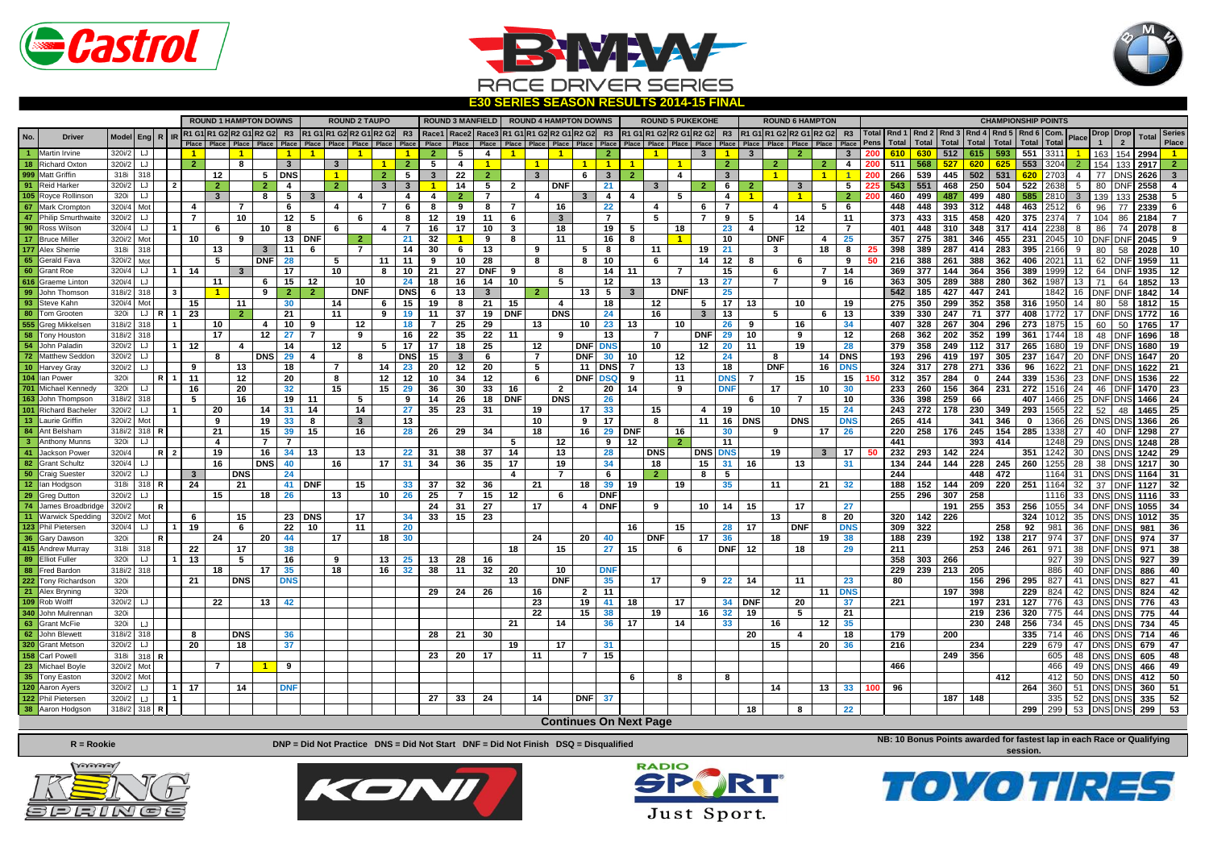# E30 SERIES SEASON RESULTS 2014-15 FINAL

| No. | Driver | Model | Eng | R | IR | ROUND 1 HAMPTON DOWNS | | | | | ROUND 2 TAUPO | | | | | ROUND 3 MANFIELD | | | ROUND 4 HAMPTON DOWNS | | | | | ROUND 5 PUKEKOHE | | | | | ROUND 6 HAMPTON | | | | | Total | CHAMPIONSHIP POINTS | | | | | | | | | | | |
|---|---|---|---|---|---|---|---|---|---|---|---|---|---|---|---|---|---|---|---|---|---|---|---|---|---|---|---|---|---|---|---|---|---|---|---|---|---|---|---|---|---|---|---|---|---|---|
| | | | | | | R1 G1 | R1 G2 | R2 G1 | R2 G2 | R3 | R1 G1 | R1 G2 | R2 G1 | R2 G2 | R3 | Race1 | Race2 | Race3 | R1 G1 | R1 G2 | R2 G1 | R2 G2 | R3 | R1 G1 | R1 G2 | R2 G1 | R2 G2 | R3 | R1 G1 | R1 G2 | R2 G1 | R2 G2 | R3 | Total | Rnd 1 | Rnd 2 | Rnd 3 | Rnd 4 | Rnd 5 | Rnd 6 | Com. | Place | Drop | Drop | Total | Series |
| | | | | | | Place | Place | Place | Place | Place | Place | Place | Place | Place | Place | Place | Place | Place | Place | Place | Place | Place | Place | Place | Place | Place | Place | Place | Place | Place | Place | Place | Place | Pens | Total | Total | Total | Total | Total | Total | Total | | 1 | 2 | | Place |
| 1 | Martin Irvine | 320i/2 | LJ | | | 1 | | 1 | | 1 | 1 | | 1 | | 1 | 2 | 5 | 4 | 1 | | 1 | | 2 | | 1 | | 3 | 1 | 3 | | 2 | | 3 | 200 | 610 | 630 | 512 | 615 | 593 | 551 | 3311 | 1 | 163 | 154 | 2994 | 1 |
| 18 | Richard Oxton | 320i/2 | LJ | | | 2 | | 8 | | 3 | | 3 | | 1 | 2 | 5 | 4 | 1 | | 1 | | 1 | 1 | 1 | | 1 | | 2 | | 2 | | 2 | 4 | 200 | 511 | 568 | 527 | 620 | 625 | 553 | 3204 | 2 | 154 | 133 | 2917 | 2 |
| 999 | Matt Griffin | 318i | 318 | | | | 12 | | 5 | DNS | | 1 | | 2 | 5 | 3 | 22 | 2 | | 3 | | 6 | 3 | 2 | | 4 | | 3 | | 1 | | 1 | 1 | 200 | 266 | 539 | 445 | 502 | 531 | 620 | 2703 | 4 | 77 | DNS | 2626 | 3 |
| 91 | Reid Harker | 320i/2 | LJ | | 2 | | 2 | | 2 | 4 | | 2 | | 3 | 3 | 1 | 14 | 5 | 2 | | DNF | | 21 | | 3 | | 2 | 6 | 2 | | 3 | | 5 | 225 | 543 | 551 | 468 | 250 | 504 | 522 | 2638 | 5 | 80 | DNF | 2558 | 4 |
| 105 | Royce Rollinson | 320i | LJ | | | | 3 | | 8 | 5 | 3 | | 4 | | 4 | 4 | 2 | 7 | | 4 | | 3 | 4 | 4 | | 5 | | 4 | 1 | | 1 | | 2 | 200 | 460 | 499 | 487 | 499 | 480 | 585 | 2810 | 3 | 139 | 133 | 2538 | 5 |
| 67 | Mark Crompton | 320i/4 | Mot | | | 4 | | 7 | | 6 | 4 | | | 7 | 6 | 8 | 9 | 8 | 7 | | 16 | | 22 | | 4 | | 6 | 7 | | 4 | | 5 | 6 | | 448 | 448 | 393 | 312 | 448 | 463 | 2512 | 6 | 96 | 77 | 2339 | 6 |
| 47 | Philip Smurthwaite | 320i/2 | LJ | | | 7 | | 10 | | 12 | 5 | | 6 | | 8 | 12 | 19 | 11 | 6 | | 3 | | 7 | | 5 | | 7 | 9 | 5 | | 14 | | 11 | | 373 | 433 | 315 | 458 | 420 | 375 | 2374 | 7 | 104 | 86 | 2184 | 7 |
| 90 | Ross Wilson | 320i/4 | LJ | | 1 | | 6 | | 10 | 8 | 6 | | | 4 | 7 | 16 | 17 | 10 | 3 | | 18 | | 19 | 5 | | 18 | | 23 | 4 | | 12 | | 7 | | 401 | 448 | 310 | 348 | 317 | 414 | 2238 | 8 | 86 | 74 | 2078 | 8 |
| 17 | Bruce Miller | 320i/2 | Mot | | | 10 | | 9 | | 13 | DNF | | 2 | | 21 | 32 | 1 | 9 | 8 | | 11 | | 16 | 8 | | | 1 | 10 | | DNF | | 4 | 25 | | 357 | 275 | 381 | 346 | 455 | 231 | 2045 | 10 | DNF | DNF | 2045 | 9 |
| 177 | Alex Sherrie | 318i | 318 | | | | 13 | | 3 | 11 | 6 | | 7 | | 14 | 30 | 6 | 13 | 9 | | | 5 | 8 | | 11 | | 19 | 21 | 3 | | | 18 | 8 | 25 | 398 | 389 | 287 | 414 | 283 | 395 | 2166 | 9 | 80 | 58 | 2028 | 10 |
| 65 | Gerald Fava | 320i/2 | Mot | | | | 5 | | DNF | 28 | | 5 | | 11 | 11 | 9 | 10 | 28 | | 8 | | 8 | 10 | | 6 | | 14 | 12 | 8 | | 6 | | 9 | 50 | 216 | 388 | 261 | 388 | 362 | 406 | 2021 | 11 | 62 | DNF | 1959 | 11 |
| 60 | Grant Roe | 320i/4 | LJ | | 1 | 14 | | 3 | | 17 | 10 | | | 8 | 10 | 21 | 27 | DNF | 9 | | 8 | | 14 | 11 | | 7 | | 15 | 6 | | | 7 | 14 | | 369 | 377 | 144 | 364 | 356 | 389 | 1999 | 12 | 64 | DNF | 1935 | 12 |
| 616 | Graeme Linton | 320i/4 | LJ | | | | 11 | | 6 | 15 | 12 | | 10 | | 24 | 18 | 16 | 14 | 10 | | 5 | | 12 | | 13 | | 13 | 27 | 7 | | | 9 | 16 | | 363 | 305 | 289 | 388 | 280 | 362 | 1987 | 13 | 71 | 64 | 1852 | 13 |
| 99 | John Thomson | 318i/2 | 318 | | 3 | | 1 | | 9 | 2 | 2 | | DNF | | DNS | 6 | 13 | 3 | | 2 | | 13 | 5 | 3 | | DNF | | 25 | | | | | | | 542 | 185 | 427 | 447 | 241 | | 1842 | 16 | DNF | DNF | 1842 | 14 |
| 93 | Steve Kahn | 320i/4 | Mot | | | 15 | | 11 | | 30 | 14 | | | 6 | 15 | 19 | 8 | 21 | 15 | | 4 | | 18 | | 12 | | 5 | 17 | 13 | | 10 | | 19 | | 275 | 350 | 299 | 352 | 358 | 316 | 1950 | 14 | 80 | 58 | 1812 | 15 |
| 80 | Tom Grooten | 320i | LJ | R | 1 | 23 | | 2 | | 21 | 11 | | | 9 | 19 | 11 | 37 | 19 | DNF | | DNS | | 24 | | 16 | | 3 | 13 | 5 | | | 6 | 13 | | 339 | 330 | 247 | 71 | 377 | 408 | 1772 | 17 | DNF | DNS | 1772 | 16 |
| 555 | Greg Mikkelsen | 318i/2 | 318 | | 1 | | 10 | | 4 | 10 | 9 | | 12 | | 18 | 7 | 25 | 29 | | 13 | | 10 | 23 | 13 | | 10 | | 26 | 9 | | 16 | | 34 | | 407 | 328 | 267 | 304 | 296 | 273 | 1875 | 15 | 60 | 50 | 1765 | 17 |
| 58 | Tony Houston | 318i/2 | 318 | | | | 17 | | 12 | 27 | 7 | | 9 | | 16 | 22 | 35 | 22 | 11 | | 9 | | 13 | | 7 | | DNF | 29 | 10 | | 9 | | 12 | | 268 | 362 | 202 | 352 | 199 | 361 | 1744 | 18 | 48 | DNF | 1696 | 18 |
| 54 | John Paladin | 320i/2 | LJ | | 1 | 12 | | 4 | | 14 | 12 | | | 5 | 17 | 17 | 18 | 25 | 12 | | | DNF | DNS | | 10 | | 12 | 20 | 11 | | 19 | | 28 | | 379 | 358 | 249 | 112 | 317 | 265 | 1680 | 19 | DNF | DNS | 1680 | 19 |
| 72 | Matthew Seddon | 320i/2 | LJ | | | | 8 | | DNS | 29 | 4 | | 8 | | DNS | 15 | 3 | 6 | 7 | | | DNF | 30 | 10 | | 12 | | 24 | 8 | | | 14 | DNS | | 193 | 296 | 419 | 197 | 305 | 237 | 1647 | 20 | DNF | DNS | 1647 | 20 |
| 10 | Harvey Gray | 320i/2 | LJ | | | 9 | | 13 | | 18 | 7 | | | 14 | 23 | 20 | 12 | 20 | 5 | | | 11 | DNS | 7 | | 13 | | 18 | | DNF | | 16 | DNS | | 324 | 317 | 278 | 271 | 336 | 96 | 1622 | 21 | DNF | DNS | 1622 | 21 |
| 104 | Ian Power | 320i | | R | 1 | 11 | | 12 | | 20 | 8 | | 12 | | 12 | 10 | 34 | 12 | 6 | | | DNF | DSQ | 9 | | 11 | | DNS | 7 | | 15 | | 15 | 150 | 312 | 357 | 284 | 0 | 244 | 339 | 1536 | 23 | DNF | DNS | 1536 | 22 |
| 701 | Michael Kennedy | 320i | LJ | | | 16 | | 20 | | 32 | 15 | | 15 | | 29 | 36 | 30 | 33 | 16 | | 2 | | 20 | 14 | | 9 | | DNF | | 17 | | 10 | 30 | | 233 | 260 | 156 | 364 | 231 | 272 | 1516 | 24 | 46 | DNF | 1470 | 23 |
| 163 | John Thompson | 318i/2 | 318 | | | 5 | | 16 | | 19 | 11 | | 5 | | 9 | 14 | 26 | 18 | DNF | | DNS | | 26 | | | | | | 6 | | 7 | | 10 | | 336 | 398 | 259 | 66 | | 407 | 1466 | 25 | DNF | DNS | 1466 | 24 |
| 101 | Richard Bacheler | 320i/2 | LJ | | 1 | | 20 | | 14 | 31 | 14 | | 14 | | 27 | 35 | 23 | 31 | | 19 | | 17 | 33 | | 15 | | 4 | 19 | 10 | | | 15 | 24 | | 243 | 272 | 178 | 230 | 349 | 293 | 1565 | 22 | 52 | 48 | 1465 | 25 |
| 13 | Laurie Griffin | 320i/2 | Mot | | | | 9 | | 19 | 33 | 8 | | 3 | | 13 | | | | | 10 | | 9 | 17 | | 8 | | 11 | 16 | DNS | | DNS | | DNS | | 265 | 414 | | 341 | 346 | 0 | 1366 | 26 | DNS | DNS | 1366 | 26 |
| 84 | Ant Belsham | 318i/2 | 318 | R | | | 21 | | 15 | 39 | 15 | | 16 | | 28 | 26 | 29 | 34 | | 18 | | 16 | 29 | DNF | | 16 | | 30 | 9 | | | 17 | 26 | | 220 | 258 | 176 | 245 | 154 | 285 | 1338 | 27 | 40 | DNF | 1298 | 27 |
| 3 | Anthony Munns | 320i | LJ | | | | 4 | | 7 | 7 | | | | | | | | | 5 | | 12 | | 9 | 12 | | 2 | | 11 | | | | | | | 441 | | | 393 | 414 | | 1248 | 29 | DNS | DNS | 1248 | 28 |
| 41 | Jackson Power | 320i/4 | | R | 2 | | 19 | | 16 | 34 | 13 | | 13 | | 22 | 31 | 38 | 37 | 14 | | 13 | | 28 | | DNS | | DNS | DNS | 19 | | | 3 | 17 | 50 | 232 | 293 | 142 | 224 | | 351 | 1242 | 30 | DNS | DNS | 1242 | 29 |
| 82 | Grant Schultz | 320i/4 | LJ | | | | 16 | | DNS | 40 | 16 | | | 17 | 31 | 34 | 36 | 35 | 17 | | 19 | | 34 | | 18 | | 15 | 31 | 16 | | 13 | | 31 | | 134 | 244 | 144 | 228 | 245 | 260 | 1255 | 28 | 38 | DNS | 1217 | 30 |
| 50 | Craig Suester | 320i/2 | LJ | | | 3 | | DNS | | 24 | | | | | | | | | 4 | | 7 | | 6 | | 2 | | 8 | 5 | | | | | | | 244 | | | 448 | 472 | | 1164 | 31 | DNS | DNS | 1164 | 31 |
| 12 | Ian Hodgson | 318i | 318 | R | | 24 | | 21 | | 41 | DNF | | 15 | | 33 | 37 | 32 | 36 | 21 | | 18 | | 39 | 19 | | 19 | | | 11 | | | 21 | 32 | | 188 | 152 | 144 | 209 | 220 | 251 | 1164 | 32 | 37 | DNF | 1127 | 32 |
| 29 | Greg Dutton | 320i/2 | LJ | | | | 15 | | 18 | 26 | 13 | | | 10 | 26 | 25 | 7 | 15 | 12 | | 6 | | DNF | | | | | | | | | | | | 255 | 296 | 307 | 258 | | | 1116 | 33 | DNS | DNS | 1116 | 33 |
| 74 | James Broadbridge | 320i/2 | | R | | | | | | | | | | | | 24 | 31 | 27 | 17 | | | 4 | DNF | | 9 | | 10 | 14 | 15 | | 17 | | 27 | | | | 191 | 255 | 353 | 256 | 1055 | 34 | DNF | DNS | 1055 | 34 |
| 11 | Warwick Spedding | 320i/2 | Mot | | | 6 | | 15 | | 23 | DNS | | 17 | | 34 | 33 | 15 | 23 | | | | | | | | | | | | 13 | | 8 | 20 | | 320 | 142 | 226 | | | 324 | 1012 | 35 | DNS | DNS | 1012 | 35 |
| 123 | Phil Pietersen | 320i/4 | LJ | | 1 | 19 | | 6 | | 22 | 10 | | 11 | | 20 | | | | | | | | | 16 | | 15 | | 28 | 17 | | DNF | | DNS | | 309 | 322 | | | 258 | 92 | 981 | 36 | DNF | DNS | 981 | 36 |
| 36 | Gary Dawson | 320i | | R | | | 24 | | 20 | 44 | 17 | | | 18 | 30 | | | | 24 | | | 20 | 40 | | | | 17 | 36 | 18 | | | 19 | 38 | | 188 | 239 | | 192 | 138 | 217 | 974 | 37 | DNF | DNS | 974 | 37 |
| 415 | Andrew Murray | 318i | 318 | | | 22 | | 17 | | 38 | | | | | | | | | 18 | | 15 | | 27 | 15 | | 6 | | DNF | 12 | | 18 | | 29 | | 211 | | | 253 | 246 | 261 | 971 | 38 | DNF | DNS | 971 | 38 |
| 89 | Elliot Fuller | 320i | LJ | | 1 | 13 | | 5 | | 16 | 9 | | | 13 | 25 | 13 | 28 | 16 | | | | | | | | | | | | | | | | | 358 | 303 | 266 | | | | 927 | 39 | DNS | DNS | 927 | 39 |
| 88 | Fred Bardon | 318i/2 | 318 | | | | 18 | | 17 | 35 | 18 | | | 16 | 32 | 38 | 11 | 32 | 20 | | 10 | | DNF | | | | | | | | | | | | 229 | 239 | 213 | 205 | | | 886 | 40 | DNF | DNS | 886 | 40 |
| 222 | Tony Richardson | 320i | | | | 21 | | DNS | | DNS | | | | | | | | | 13 | | DNF | | 35 | | 17 | | 9 | 22 | 14 | | 11 | | 23 | | 80 | | | 156 | 296 | 295 | 827 | 41 | DNS | DNS | 827 | 41 |
| 21 | Alex Bryning | 320i | | | | | | | | | | | | | | 29 | 24 | 26 | | 16 | | 2 | 11 | | | | | | | 12 | | 11 | DNS | | | | 197 | 398 | | 229 | 824 | 42 | DNS | DNS | 824 | 42 |
| 109 | Rob Wolff | 320i/2 | LJ | | | | 22 | | 13 | 42 | | | | | | | | | 23 | | | 19 | 41 | 18 | | 17 | | 34 | DNF | | 20 | | 37 | | 221 | | | 197 | 231 | 127 | 776 | 43 | DNS | DNS | 776 | 43 |
| 340 | John Mulrennan | 320i | | | | | | | | | | | | | | | | | 22 | | | 15 | 38 | | 19 | | 16 | 32 | 19 | | 5 | | 21 | | | | | 219 | 236 | 320 | 775 | 44 | DNS | DNS | 775 | 44 |
| 63 | Grant McFie | 320i | LJ | | | | | | | | | | | | | | | | 21 | | 14 | | 36 | 17 | | 14 | | 33 | 16 | | | 12 | 35 | | | | | 230 | 248 | 256 | 734 | 45 | DNS | DNS | 734 | 45 |
| 62 | John Blewett | 318i/2 | 318 | | | 8 | | DNS | | 36 | | | | | | 28 | 21 | 30 | | | | | | | | | | | 20 | | 4 | | 18 | | 179 | | 200 | | | 335 | 714 | 46 | DNS | DNS | 714 | 46 |
| 320 | Grant Metson | 320i/2 | LJ | | | 20 | | 18 | | 37 | | | | | | | | | 19 | | 17 | | 31 | | | | | | | 15 | | 20 | 36 | | 216 | | | 234 | | 229 | 679 | 47 | DNS | DNS | 679 | 47 |
| 158 | Carl Powell | 318i | 318 | R | | | | | | | | | | | | 23 | 20 | 17 | 11 | | | 7 | 15 | | | | | | | | | | | | | | 249 | 356 | | | 605 | 48 | DNS | DNS | 605 | 48 |
| 23 | Michael Boyle | 320i/2 | Mot | | | | 7 | | 1 | 9 | | | | | | | | | | | | | | | | | | | | | | | | | 466 | | | | | | 466 | 49 | DNS | DNS | 466 | 49 |
| 35 | Tony Easton | 320i/2 | Mot | | | | | | | | | | | | | | | | | | | | | 6 | | 8 | | 8 | | | | | | | | | | | 412 | | 412 | 50 | DNS | DNS | 412 | 50 |
| 120 | Aaron Ayers | 320i/2 | LJ | | 1 | 17 | | 14 | | DNF | | | | | | | | | | | | | | | | | | | 14 | | | 13 | 33 | 100 | 96 | | | | | 264 | 360 | 51 | DNS | DNS | 360 | 51 |
| 122 | Phil Pietersen | 320i/2 | LJ | | 1 | | | | | | | | | | | 27 | 33 | 24 | 14 | | | DNF | 37 | | | | | | | | | | | | | | 187 | 148 | | | 335 | 52 | DNS | DNS | 335 | 52 |
| 38 | Aaron Hodgson | 318i/2 | 318 | R | | | | | | | | | | | | | | | | | | | | | | | | | 18 | | 8 | | 22 | | | | | | | 299 | 299 | 53 | DNS | DNS | 299 | 53 |

**Continues On Next Page**

R = Rookie

DNP = Did Not Practice DNS = Did Not Start DNF = Did Not Finish DSQ = Disqualified

NB: 10 Bonus Points awarded for fastest lap in each Race or Qualifying session.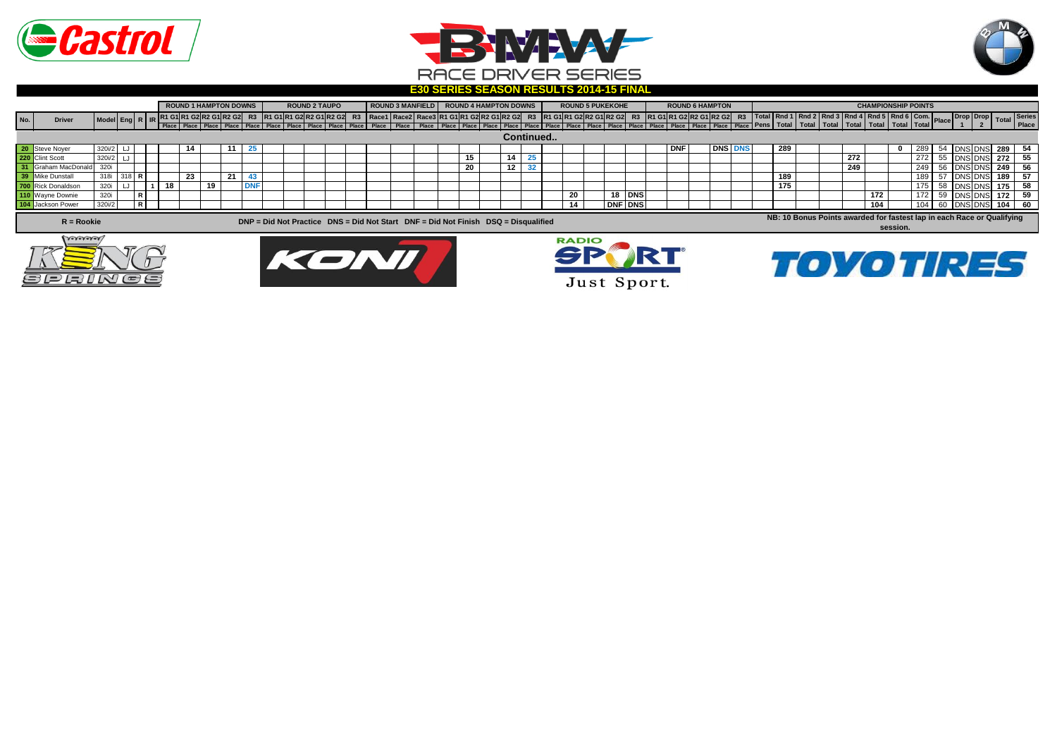# BMW RACE DRIVER SERIES

## E30 SERIES SEASON RESULTS 2014-15 FINAL

| | | | | | | ROUND 1 HAMPTON DOWNS | | | | | ROUND 2 TAUPO | | | | | ROUND 3 MANFIELD | | | ROUND 4 HAMPTON DOWNS | | | | | ROUND 5 PUKEKOHE | | | | | ROUND 6 HAMPTON | | | | | CHAMPIONSHIP POINTS | | | | | | | | | | | | |
|---|---|---|---|---|---|---|---|---|---|---|---|---|---|---|---|---|---|---|---|---|---|---|---|---|---|---|---|---|---|---|---|---|---|---|---|---|---|---|---|---|---|---|---|---|---|---|
| No. | Driver | Model | Eng | R | IR | R1 G1 | R1 G2 | R2 G1 | R2 G2 | R3 | R1 G1 | R1 G2 | R2 G1 | R2 G2 | R3 | Race1 | Race2 | Race3 | R1 G1 | R1 G2 | R2 G1 | R2 G2 | R3 | R1 G1 | R1 G2 | R2 G1 | R2 G2 | R3 | R1 G1 | R1 G2 | R2 G1 | R2 G2 | R3 | Total | Rnd 1 | Rnd 2 | Rnd 3 | Rnd 4 | Rnd 5 | Rnd 6 | Com. | Place | Drop | Drop | Total | Series |
| | | | | | | Place | Place | Place | Place | Place | Place | Place | Place | Place | Place | Place | Place | Place | Place | Place | Place | Place | Place | Place | Place | Place | Place | Place | Place | Place | Place | Place | Place | Pens | Total | Total | Total | Total | Total | Total | Total | | 1 | 2 | | Place |
| Continued.. | | | | | | | | | | | | | | | | | | | | | | | | | | | | | | | | | | | | | | | | | | | | | | |
| 20 | Steve Noyer | 320i/2 | LJ | | | | 14 | | 11 | 25 | | | | | | | | | | | | | | | | | | | | DNF | | DNS | DNS | | 289 | | | | | 0 | 289 | 54 | DNS | DNS | 289 | 54 |
| 220 | Clint Scott | 320i/2 | LJ | | | | | | | | | | | | | | | | | 15 | | 14 | 25 | | | | | | | | | | | | | | | 272 | | | 272 | 55 | DNS | DNS | 272 | 55 |
| 31 | Graham MacDonald | 320i | | | | | | | | | | | | | | | | | | 20 | | 12 | 32 | | | | | | | | | | | | | | | 249 | | | 249 | 56 | DNS | DNS | 249 | 56 |
| 39 | Mike Dunstall | 318i | 318 | R | | | 23 | | 21 | 43 | | | | | | | | | | | | | | | | | | | | | | | | | 189 | | | | | | 189 | 57 | DNS | DNS | 189 | 57 |
| 700 | Rick Donaldson | 320i | LJ | | 1 | 18 | | 19 | | DNF | | | | | | | | | | | | | | | | | | | | | | | | | 175 | | | | | | 175 | 58 | DNS | DNS | 175 | 58 |
| 110 | Wayne Downie | 320i | | R | | | | | | | | | | | | | | | | | | | | | 20 | | 18 | DNS | | | | | | | | | | | 172 | | 172 | 59 | DNS | DNS | 172 | 59 |
| 104 | Jackson Power | 320i/2 | | R | | | | | | | | | | | | | | | | | | | | | 14 | | DNF | DNS | | | | | | | | | | | 104 | | 104 | 60 | DNS | DNS | 104 | 60 |

R = Rookie

DNP = Did Not Practice DNS = Did Not Start DNF = Did Not Finish DSQ = Disqualified

NB: 10 Bonus Points awarded for fastest lap in each Race or Qualifying session.